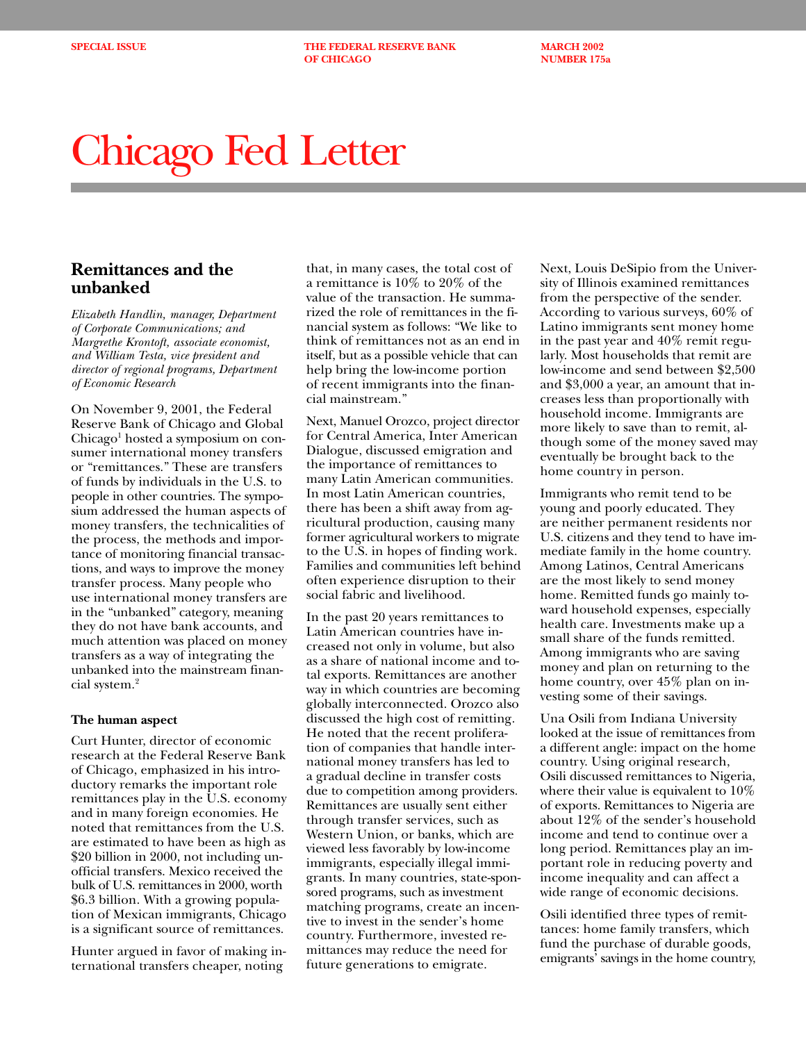SPECIAL ISSUE

THE FEDERAL RESERVE BANK OF CHICAGO

MARCH 2002
NUMBER 175a

# Chicago Fed Letter

## Remittances and the unbanked

*Elizabeth Handlin, manager, Department of Corporate Communications; and Margrethe Krontoft, associate economist, and William Testa, vice president and director of regional programs, Department of Economic Research*

On November 9, 2001, the Federal Reserve Bank of Chicago and Global Chicago[1] hosted a symposium on consumer international money transfers or "remittances." These are transfers of funds by individuals in the U.S. to people in other countries. The symposium addressed the human aspects of money transfers, the technicalities of the process, the methods and importance of monitoring financial transactions, and ways to improve the money transfer process. Many people who use international money transfers are in the "unbanked" category, meaning they do not have bank accounts, and much attention was placed on money transfers as a way of integrating the unbanked into the mainstream financial system.[2]

### The human aspect

Curt Hunter, director of economic research at the Federal Reserve Bank of Chicago, emphasized in his introductory remarks the important role remittances play in the U.S. economy and in many foreign economies. He noted that remittances from the U.S. are estimated to have been as high as $20 billion in 2000, not including unofficial transfers. Mexico received the bulk of U.S. remittances in 2000, worth $6.3 billion. With a growing population of Mexican immigrants, Chicago is a significant source of remittances.

Hunter argued in favor of making international transfers cheaper, noting that, in many cases, the total cost of a remittance is 10% to 20% of the value of the transaction. He summarized the role of remittances in the financial system as follows: "We like to think of remittances not as an end in itself, but as a possible vehicle that can help bring the low-income portion of recent immigrants into the financial mainstream."

Next, Manuel Orozco, project director for Central America, Inter American Dialogue, discussed emigration and the importance of remittances to many Latin American communities. In most Latin American countries, there has been a shift away from agricultural production, causing many former agricultural workers to migrate to the U.S. in hopes of finding work. Families and communities left behind often experience disruption to their social fabric and livelihood.

In the past 20 years remittances to Latin American countries have increased not only in volume, but also as a share of national income and total exports. Remittances are another way in which countries are becoming globally interconnected. Orozco also discussed the high cost of remitting. He noted that the recent proliferation of companies that handle international money transfers has led to a gradual decline in transfer costs due to competition among providers. Remittances are usually sent either through transfer services, such as Western Union, or banks, which are viewed less favorably by low-income immigrants, especially illegal immigrants. In many countries, state-sponsored programs, such as investment matching programs, create an incentive to invest in the sender's home country. Furthermore, invested remittances may reduce the need for future generations to emigrate.

Next, Louis DeSipio from the University of Illinois examined remittances from the perspective of the sender. According to various surveys, 60% of Latino immigrants sent money home in the past year and 40% remit regularly. Most households that remit are low-income and send between $2,500 and $3,000 a year, an amount that increases less than proportionally with household income. Immigrants are more likely to save than to remit, although some of the money saved may eventually be brought back to the home country in person.

Immigrants who remit tend to be young and poorly educated. They are neither permanent residents nor U.S. citizens and they tend to have immediate family in the home country. Among Latinos, Central Americans are the most likely to send money home. Remitted funds go mainly toward household expenses, especially health care. Investments make up a small share of the funds remitted. Among immigrants who are saving money and plan on returning to the home country, over 45% plan on investing some of their savings.

Una Osili from Indiana University looked at the issue of remittances from a different angle: impact on the home country. Using original research, Osili discussed remittances to Nigeria, where their value is equivalent to 10% of exports. Remittances to Nigeria are about 12% of the sender's household income and tend to continue over a long period. Remittances play an important role in reducing poverty and income inequality and can affect a wide range of economic decisions.

Osili identified three types of remittances: home family transfers, which fund the purchase of durable goods, emigrants' savings in the home country,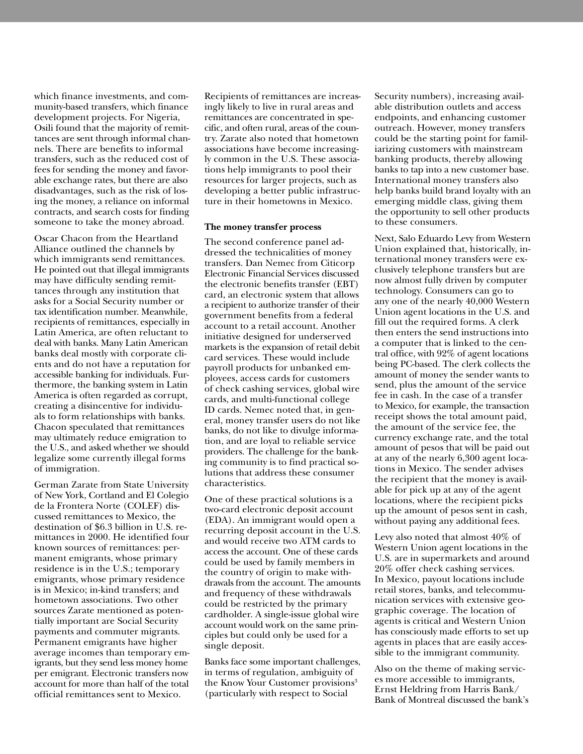which finance investments, and community-based transfers, which finance development projects. For Nigeria, Osili found that the majority of remittances are sent through informal channels. There are benefits to informal transfers, such as the reduced cost of fees for sending the money and favorable exchange rates, but there are also disadvantages, such as the risk of losing the money, a reliance on informal contracts, and search costs for finding someone to take the money abroad.

Oscar Chacon from the Heartland Alliance outlined the channels by which immigrants send remittances. He pointed out that illegal immigrants may have difficulty sending remittances through any institution that asks for a Social Security number or tax identification number. Meanwhile, recipients of remittances, especially in Latin America, are often reluctant to deal with banks. Many Latin American banks deal mostly with corporate clients and do not have a reputation for accessible banking for individuals. Furthermore, the banking system in Latin America is often regarded as corrupt, creating a disincentive for individuals to form relationships with banks. Chacon speculated that remittances may ultimately reduce emigration to the U.S., and asked whether we should legalize some currently illegal forms of immigration.

German Zarate from State University of New York, Cortland and El Colegio de la Frontera Norte (COLEF) discussed remittances to Mexico, the destination of $6.3 billion in U.S. remittances in 2000. He identified four known sources of remittances: permanent emigrants, whose primary residence is in the U.S.; temporary emigrants, whose primary residence is in Mexico; in-kind transfers; and hometown associations. Two other sources Zarate mentioned as potentially important are Social Security payments and commuter migrants. Permanent emigrants have higher average incomes than temporary emigrants, but they send less money home per emigrant. Electronic transfers now account for more than half of the total official remittances sent to Mexico. Recipients of remittances are increasingly likely to live in rural areas and remittances are concentrated in specific, and often rural, areas of the country. Zarate also noted that hometown associations have become increasingly common in the U.S. These associations help immigrants to pool their resources for larger projects, such as developing a better public infrastructure in their hometowns in Mexico.

**The money transfer process**

The second conference panel addressed the technicalities of money transfers. Dan Nemec from Citicorp Electronic Financial Services discussed the electronic benefits transfer (EBT) card, an electronic system that allows a recipient to authorize transfer of their government benefits from a federal account to a retail account. Another initiative designed for underserved markets is the expansion of retail debit card services. These would include payroll products for unbanked employees, access cards for customers of check cashing services, global wire cards, and multi-functional college ID cards. Nemec noted that, in general, money transfer users do not like banks, do not like to divulge information, and are loyal to reliable service providers. The challenge for the banking community is to find practical solutions that address these consumer characteristics.

One of these practical solutions is a two-card electronic deposit account (EDA). An immigrant would open a recurring deposit account in the U.S. and would receive two ATM cards to access the account. One of these cards could be used by family members in the country of origin to make withdrawals from the account. The amounts and frequency of these withdrawals could be restricted by the primary cardholder. A single-issue global wire account would work on the same principles but could only be used for a single deposit.

Banks face some important challenges, in terms of regulation, ambiguity of the Know Your Customer provisions[3] (particularly with respect to Social Security numbers), increasing available distribution outlets and access endpoints, and enhancing customer outreach. However, money transfers could be the starting point for familiarizing customers with mainstream banking products, thereby allowing banks to tap into a new customer base. International money transfers also help banks build brand loyalty with an emerging middle class, giving them the opportunity to sell other products to these consumers.

Next, Salo Eduardo Levy from Western Union explained that, historically, international money transfers were exclusively telephone transfers but are now almost fully driven by computer technology. Consumers can go to any one of the nearly 40,000 Western Union agent locations in the U.S. and fill out the required forms. A clerk then enters the send instructions into a computer that is linked to the central office, with 92% of agent locations being PC-based. The clerk collects the amount of money the sender wants to send, plus the amount of the service fee in cash. In the case of a transfer to Mexico, for example, the transaction receipt shows the total amount paid, the amount of the service fee, the currency exchange rate, and the total amount of pesos that will be paid out at any of the nearly 6,300 agent locations in Mexico. The sender advises the recipient that the money is available for pick up at any of the agent locations, where the recipient picks up the amount of pesos sent in cash, without paying any additional fees.

Levy also noted that almost 40% of Western Union agent locations in the U.S. are in supermarkets and around 20% offer check cashing services. In Mexico, payout locations include retail stores, banks, and telecommunication services with extensive geographic coverage. The location of agents is critical and Western Union has consciously made efforts to set up agents in places that are easily accessible to the immigrant community.

Also on the theme of making services more accessible to immigrants, Ernst Heldring from Harris Bank/Bank of Montreal discussed the bank's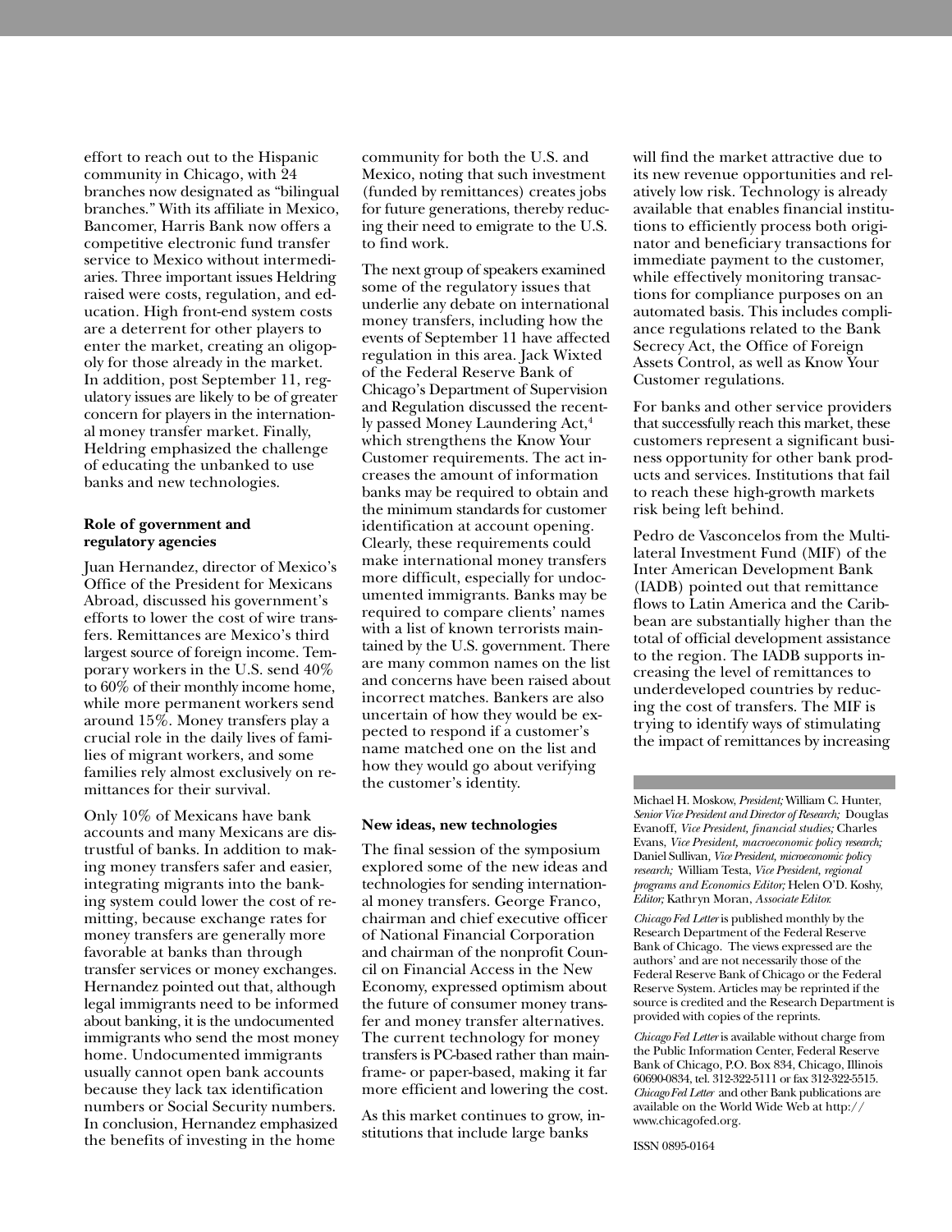effort to reach out to the Hispanic community in Chicago, with 24 branches now designated as "bilingual branches." With its affiliate in Mexico, Bancomer, Harris Bank now offers a competitive electronic fund transfer service to Mexico without intermediaries. Three important issues Heldring raised were costs, regulation, and education. High front-end system costs are a deterrent for other players to enter the market, creating an oligopoly for those already in the market. In addition, post September 11, regulatory issues are likely to be of greater concern for players in the international money transfer market. Finally, Heldring emphasized the challenge of educating the unbanked to use banks and new technologies.

**Role of government and regulatory agencies**

Juan Hernandez, director of Mexico's Office of the President for Mexicans Abroad, discussed his government's efforts to lower the cost of wire transfers. Remittances are Mexico's third largest source of foreign income. Temporary workers in the U.S. send 40% to 60% of their monthly income home, while more permanent workers send around 15%. Money transfers play a crucial role in the daily lives of families of migrant workers, and some families rely almost exclusively on remittances for their survival.

Only 10% of Mexicans have bank accounts and many Mexicans are distrustful of banks. In addition to making money transfers safer and easier, integrating migrants into the banking system could lower the cost of remitting, because exchange rates for money transfers are generally more favorable at banks than through transfer services or money exchanges. Hernandez pointed out that, although legal immigrants need to be informed about banking, it is the undocumented immigrants who send the most money home. Undocumented immigrants usually cannot open bank accounts because they lack tax identification numbers or Social Security numbers. In conclusion, Hernandez emphasized the benefits of investing in the home community for both the U.S. and Mexico, noting that such investment (funded by remittances) creates jobs for future generations, thereby reducing their need to emigrate to the U.S. to find work.

The next group of speakers examined some of the regulatory issues that underlie any debate on international money transfers, including how the events of September 11 have affected regulation in this area. Jack Wixted of the Federal Reserve Bank of Chicago's Department of Supervision and Regulation discussed the recently passed Money Laundering Act,[4] which strengthens the Know Your Customer requirements. The act increases the amount of information banks may be required to obtain and the minimum standards for customer identification at account opening. Clearly, these requirements could make international money transfers more difficult, especially for undocumented immigrants. Banks may be required to compare clients' names with a list of known terrorists maintained by the U.S. government. There are many common names on the list and concerns have been raised about incorrect matches. Bankers are also uncertain of how they would be expected to respond if a customer's name matched one on the list and how they would go about verifying the customer's identity.

**New ideas, new technologies**

The final session of the symposium explored some of the new ideas and technologies for sending international money transfers. George Franco, chairman and chief executive officer of National Financial Corporation and chairman of the nonprofit Council on Financial Access in the New Economy, expressed optimism about the future of consumer money transfer and money transfer alternatives. The current technology for money transfers is PC-based rather than mainframe- or paper-based, making it far more efficient and lowering the cost.

As this market continues to grow, institutions that include large banks will find the market attractive due to its new revenue opportunities and relatively low risk. Technology is already available that enables financial institutions to efficiently process both originator and beneficiary transactions for immediate payment to the customer, while effectively monitoring transactions for compliance purposes on an automated basis. This includes compliance regulations related to the Bank Secrecy Act, the Office of Foreign Assets Control, as well as Know Your Customer regulations.

For banks and other service providers that successfully reach this market, these customers represent a significant business opportunity for other bank products and services. Institutions that fail to reach these high-growth markets risk being left behind.

Pedro de Vasconcelos from the Multilateral Investment Fund (MIF) of the Inter American Development Bank (IADB) pointed out that remittance flows to Latin America and the Caribbean are substantially higher than the total of official development assistance to the region. The IADB supports increasing the level of remittances to underdeveloped countries by reducing the cost of transfers. The MIF is trying to identify ways of stimulating the impact of remittances by increasing

---

Michael H. Moskow, *President;* William C. Hunter, *Senior Vice President and Director of Research;* Douglas Evanoff, *Vice President, financial studies;* Charles Evans, *Vice President, macroeconomic policy research;* Daniel Sullivan, *Vice President, microeconomic policy research;* William Testa, *Vice President, regional programs and Economics Editor;* Helen O'D. Koshy, *Editor;* Kathryn Moran, *Associate Editor.*

*Chicago Fed Letter* is published monthly by the Research Department of the Federal Reserve Bank of Chicago. The views expressed are the authors' and are not necessarily those of the Federal Reserve Bank of Chicago or the Federal Reserve System. Articles may be reprinted if the source is credited and the Research Department is provided with copies of the reprints.

*Chicago Fed Letter* is available without charge from the Public Information Center, Federal Reserve Bank of Chicago, P.O. Box 834, Chicago, Illinois 60690-0834, tel. 312-322-5111 or fax 312-322-5515. *Chicago Fed Letter* and other Bank publications are available on the World Wide Web at http://www.chicagofed.org.

ISSN 0895-0164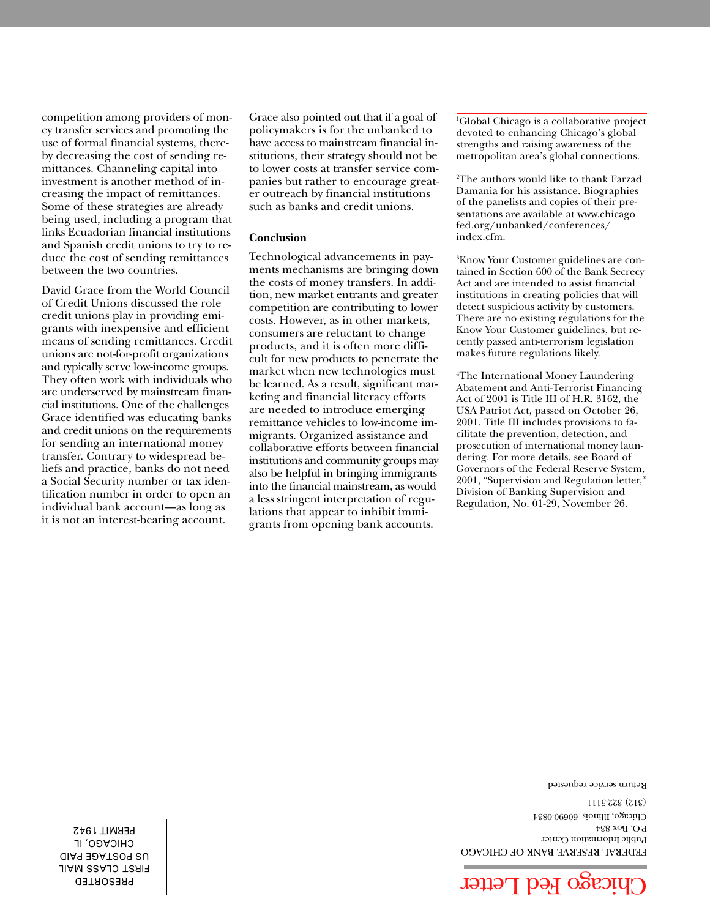competition among providers of money transfer services and promoting the use of formal financial systems, thereby decreasing the cost of sending remittances. Channeling capital into investment is another method of increasing the impact of remittances. Some of these strategies are already being used, including a program that links Ecuadorian financial institutions and Spanish credit unions to try to reduce the cost of sending remittances between the two countries.

David Grace from the World Council of Credit Unions discussed the role credit unions play in providing emigrants with inexpensive and efficient means of sending remittances. Credit unions are not-for-profit organizations and typically serve low-income groups. They often work with individuals who are underserved by mainstream financial institutions. One of the challenges Grace identified was educating banks and credit unions on the requirements for sending an international money transfer. Contrary to widespread beliefs and practice, banks do not need a Social Security number or tax identification number in order to open an individual bank account—as long as it is not an interest-bearing account.

Grace also pointed out that if a goal of policymakers is for the unbanked to have access to mainstream financial institutions, their strategy should not be to lower costs at transfer service companies but rather to encourage greater outreach by financial institutions such as banks and credit unions.

**Conclusion**

Technological advancements in payments mechanisms are bringing down the costs of money transfers. In addition, new market entrants and greater competition are contributing to lower costs. However, as in other markets, consumers are reluctant to change products, and it is often more difficult for new products to penetrate the market when new technologies must be learned. As a result, significant marketing and financial literacy efforts are needed to introduce emerging remittance vehicles to low-income immigrants. Organized assistance and collaborative efforts between financial institutions and community groups may also be helpful in bringing immigrants into the financial mainstream, as would a less stringent interpretation of regulations that appear to inhibit immigrants from opening bank accounts.

---

[1]Global Chicago is a collaborative project devoted to enhancing Chicago's global strengths and raising awareness of the metropolitan area's global connections.

[2]The authors would like to thank Farzad Damania for his assistance. Biographies of the panelists and copies of their presentations are available at www.chicagofed.org/unbanked/conferences/index.cfm.

[3]Know Your Customer guidelines are contained in Section 600 of the Bank Secrecy Act and are intended to assist financial institutions in creating policies that will detect suspicious activity by customers. There are no existing regulations for the Know Your Customer guidelines, but recently passed anti-terrorism legislation makes future regulations likely.

[4]The International Money Laundering Abatement and Anti-Terrorist Financing Act of 2001 is Title III of H.R. 3162, the USA Patriot Act, passed on October 26, 2001. Title III includes provisions to facilitate the prevention, detection, and prosecution of international money laundering. For more details, see Board of Governors of the Federal Reserve System, 2001, "Supervision and Regulation letter," Division of Banking Supervision and Regulation, No. 01-29, November 26.

Chicago Fed Letter

FEDERAL RESERVE BANK OF CHICAGO
Public Information Center
P.O. Box 834
Chicago, Illinois 60690-0834
(312) 322-5111

Return service requested

PRESORTED
FIRST CLASS MAIL
US POSTAGE PAID
CHICAGO, IL
PERMIT 1942